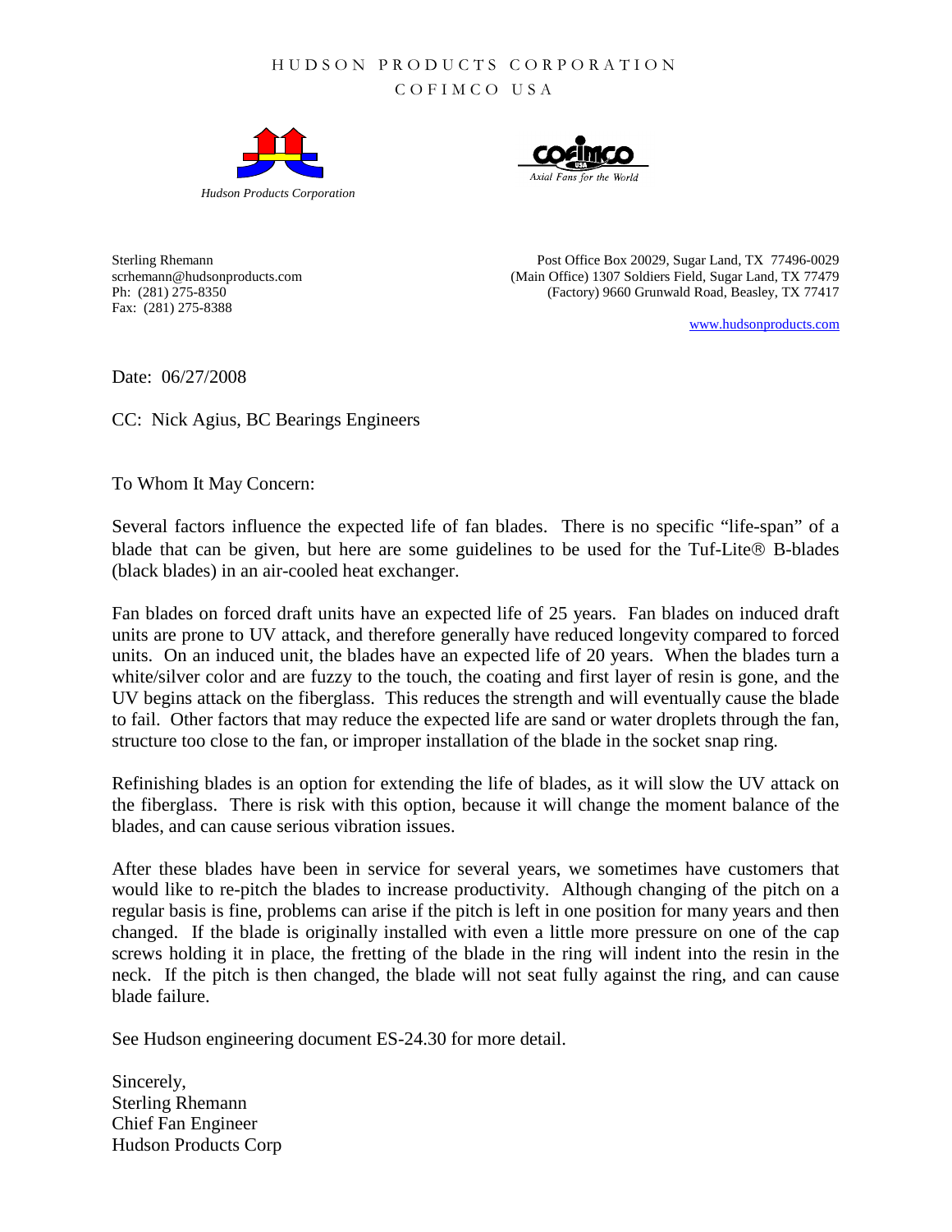HUDSON PRODUCTS CORPORATION

COFIMCO USA

*Hudson Products Corporation*

*Axial Fans for the World*

Sterling Rhemann
scrhemann@hudsonproducts.com
Ph: (281) 275-8350
Fax: (281) 275-8388

Post Office Box 20029, Sugar Land, TX 77496-0029
(Main Office) 1307 Soldiers Field, Sugar Land, TX 77479
(Factory) 9660 Grunwald Road, Beasley, TX 77417

www.hudsonproducts.com

Date: 06/27/2008

CC: Nick Agius, BC Bearings Engineers

To Whom It May Concern:

Several factors influence the expected life of fan blades. There is no specific "life-span" of a blade that can be given, but here are some guidelines to be used for the Tuf-Lite® B-blades (black blades) in an air-cooled heat exchanger.

Fan blades on forced draft units have an expected life of 25 years. Fan blades on induced draft units are prone to UV attack, and therefore generally have reduced longevity compared to forced units. On an induced unit, the blades have an expected life of 20 years. When the blades turn a white/silver color and are fuzzy to the touch, the coating and first layer of resin is gone, and the UV begins attack on the fiberglass. This reduces the strength and will eventually cause the blade to fail. Other factors that may reduce the expected life are sand or water droplets through the fan, structure too close to the fan, or improper installation of the blade in the socket snap ring.

Refinishing blades is an option for extending the life of blades, as it will slow the UV attack on the fiberglass. There is risk with this option, because it will change the moment balance of the blades, and can cause serious vibration issues.

After these blades have been in service for several years, we sometimes have customers that would like to re-pitch the blades to increase productivity. Although changing of the pitch on a regular basis is fine, problems can arise if the pitch is left in one position for many years and then changed. If the blade is originally installed with even a little more pressure on one of the cap screws holding it in place, the fretting of the blade in the ring will indent into the resin in the neck. If the pitch is then changed, the blade will not seat fully against the ring, and can cause blade failure.

See Hudson engineering document ES-24.30 for more detail.

Sincerely,
Sterling Rhemann
Chief Fan Engineer
Hudson Products Corp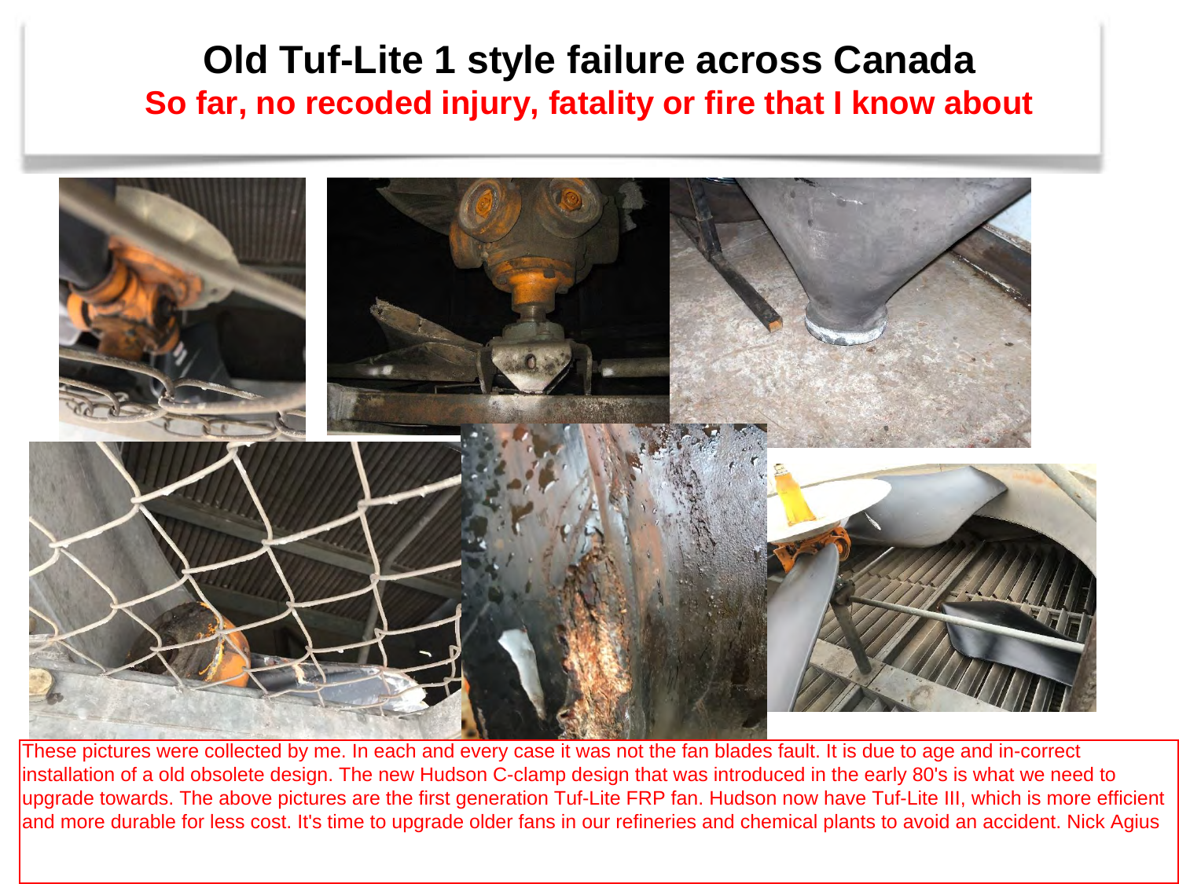# Old Tuf-Lite 1 style failure across Canada

## So far, no recoded injury, fatality or fire that I know about

These pictures were collected by me. In each and every case it was not the fan blades fault. It is due to age and in-correct installation of a old obsolete design. The new Hudson C-clamp design that was introduced in the early 80's is what we need to upgrade towards. The above pictures are the first generation Tuf-Lite FRP fan. Hudson now have Tuf-Lite III, which is more efficient and more durable for less cost. It's time to upgrade older fans in our refineries and chemical plants to avoid an accident. Nick Agius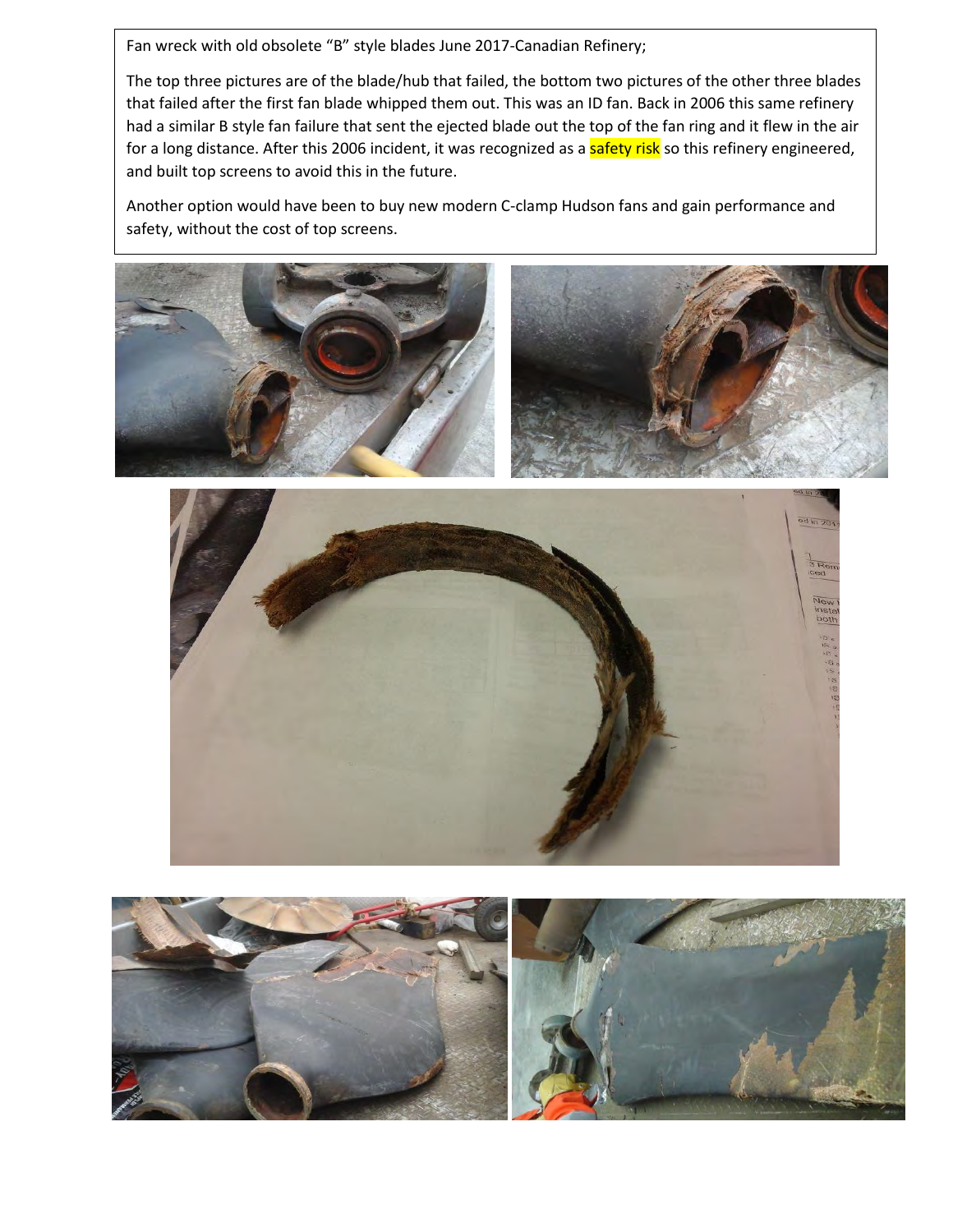Fan wreck with old obsolete "B" style blades June 2017-Canadian Refinery;

The top three pictures are of the blade/hub that failed, the bottom two pictures of the other three blades that failed after the first fan blade whipped them out. This was an ID fan. Back in 2006 this same refinery had a similar B style fan failure that sent the ejected blade out the top of the fan ring and it flew in the air for a long distance. After this 2006 incident, it was recognized as a safety risk so this refinery engineered, and built top screens to avoid this in the future.

Another option would have been to buy new modern C-clamp Hudson fans and gain performance and safety, without the cost of top screens.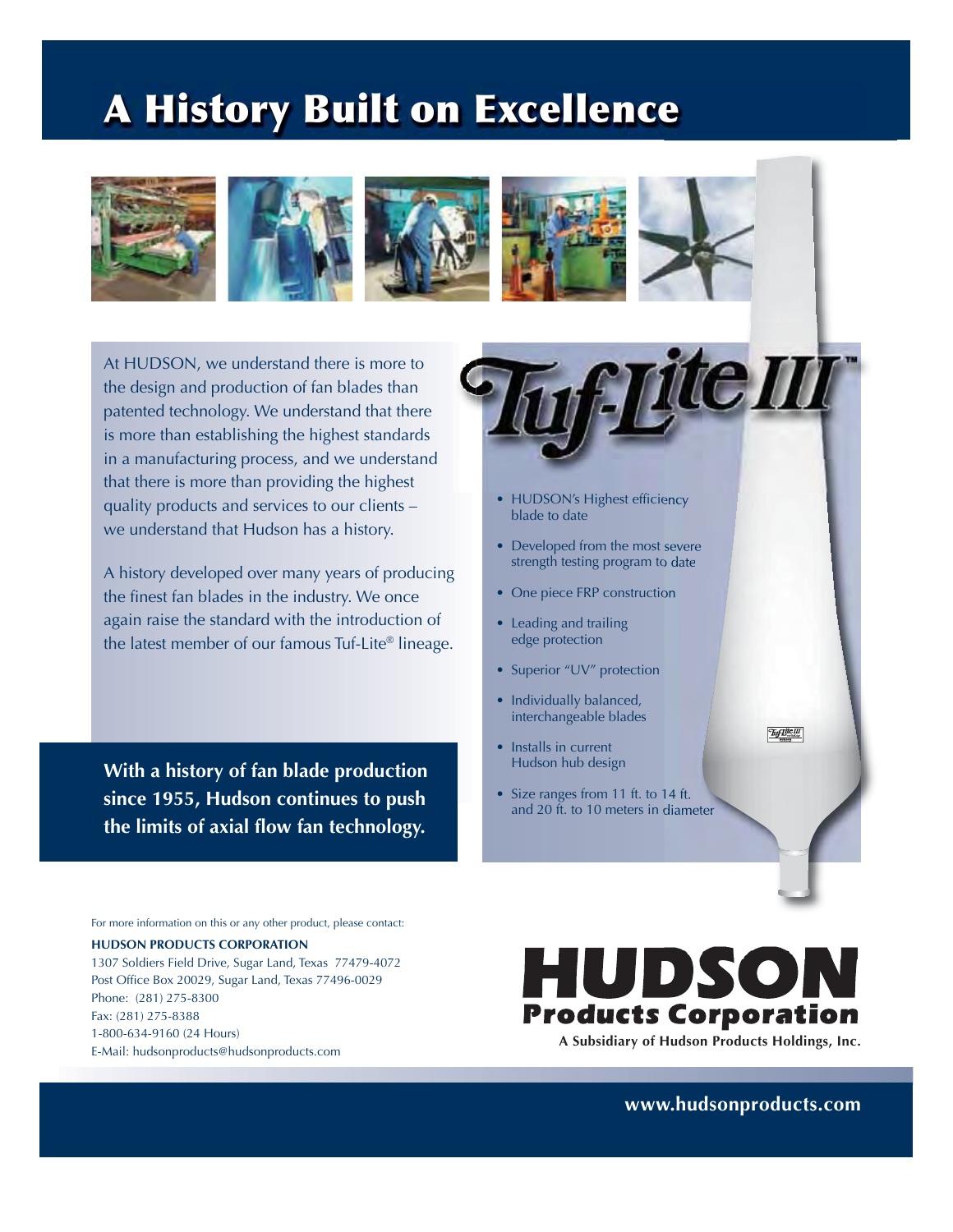# A History Built on Excellence

At HUDSON, we understand there is more to the design and production of fan blades than patented technology. We understand that there is more than establishing the highest standards in a manufacturing process, and we understand that there is more than providing the highest quality products and services to our clients – we understand that Hudson has a history.

A history developed over many years of producing the finest fan blades in the industry. We once again raise the standard with the introduction of the latest member of our famous Tuf-Lite® lineage.

**With a history of fan blade production since 1955, Hudson continues to push the limits of axial flow fan technology.**

## Tuf-Lite III™

- HUDSON's Highest efficiency blade to date
- Developed from the most severe strength testing program to date
- One piece FRP construction
- Leading and trailing edge protection
- Superior "UV" protection
- Individually balanced, interchangeable blades
- Installs in current Hudson hub design
- Size ranges from 11 ft. to 14 ft. and 20 ft. to 10 meters in diameter

For more information on this or any other product, please contact:

**HUDSON PRODUCTS CORPORATION**
1307 Soldiers Field Drive, Sugar Land, Texas 77479-4072
Post Office Box 20029, Sugar Land, Texas 77496-0029
Phone: (281) 275-8300
Fax: (281) 275-8388
1-800-634-9160 (24 Hours)
E-Mail: hudsonproducts@hudsonproducts.com

**HUDSON Products Corporation**
**A Subsidiary of Hudson Products Holdings, Inc.**

**www.hudsonproducts.com**